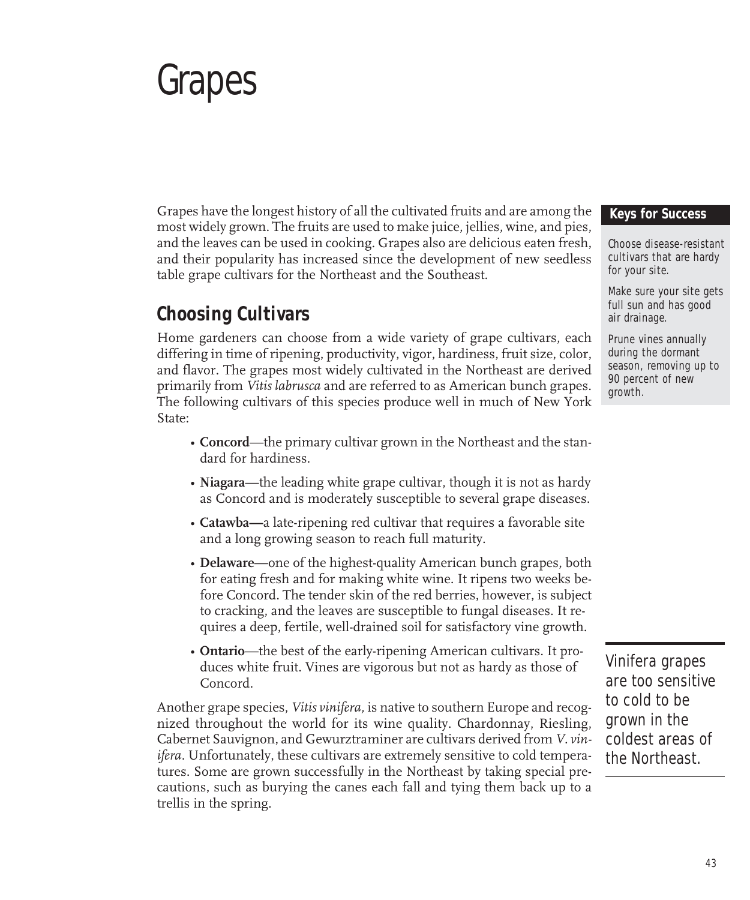# Grapes

Grapes have the longest history of all the cultivated fruits and are among the most widely grown. The fruits are used to make juice, jellies, wine, and pies, and the leaves can be used in cooking. Grapes also are delicious eaten fresh, and their popularity has increased since the development of new seedless table grape cultivars for the Northeast and the Southeast.

**Keys for Success**

Choose disease-resistant cultivars that are hardy for your site.

Make sure your site gets full sun and has good air drainage.

Prune vines annually during the dormant season, removing up to 90 percent of new growth.

## Choosing Cultivars

Home gardeners can choose from a wide variety of grape cultivars, each differing in time of ripening, productivity, vigor, hardiness, fruit size, color, and flavor. The grapes most widely cultivated in the Northeast are derived primarily from *Vitis labrusca* and are referred to as American bunch grapes. The following cultivars of this species produce well in much of New York State:

- **Concord**—the primary cultivar grown in the Northeast and the standard for hardiness.
- **Niagara**—the leading white grape cultivar, though it is not as hardy as Concord and is moderately susceptible to several grape diseases.
- **Catawba—**a late-ripening red cultivar that requires a favorable site and a long growing season to reach full maturity.
- **Delaware**—one of the highest-quality American bunch grapes, both for eating fresh and for making white wine. It ripens two weeks before Concord. The tender skin of the red berries, however, is subject to cracking, and the leaves are susceptible to fungal diseases. It requires a deep, fertile, well-drained soil for satisfactory vine growth.
- **Ontario**—the best of the early-ripening American cultivars. It produces white fruit. Vines are vigorous but not as hardy as those of Concord.

Another grape species, *Vitis vinifera,* is native to southern Europe and recognized throughout the world for its wine quality. Chardonnay, Riesling, Cabernet Sauvignon, and Gewurztraminer are cultivars derived from *V. vinifera*. Unfortunately, these cultivars are extremely sensitive to cold temperatures. Some are grown successfully in the Northeast by taking special precautions, such as burying the canes each fall and tying them back up to a trellis in the spring.

Vinifera grapes are too sensitive to cold to be grown in the coldest areas of the Northeast.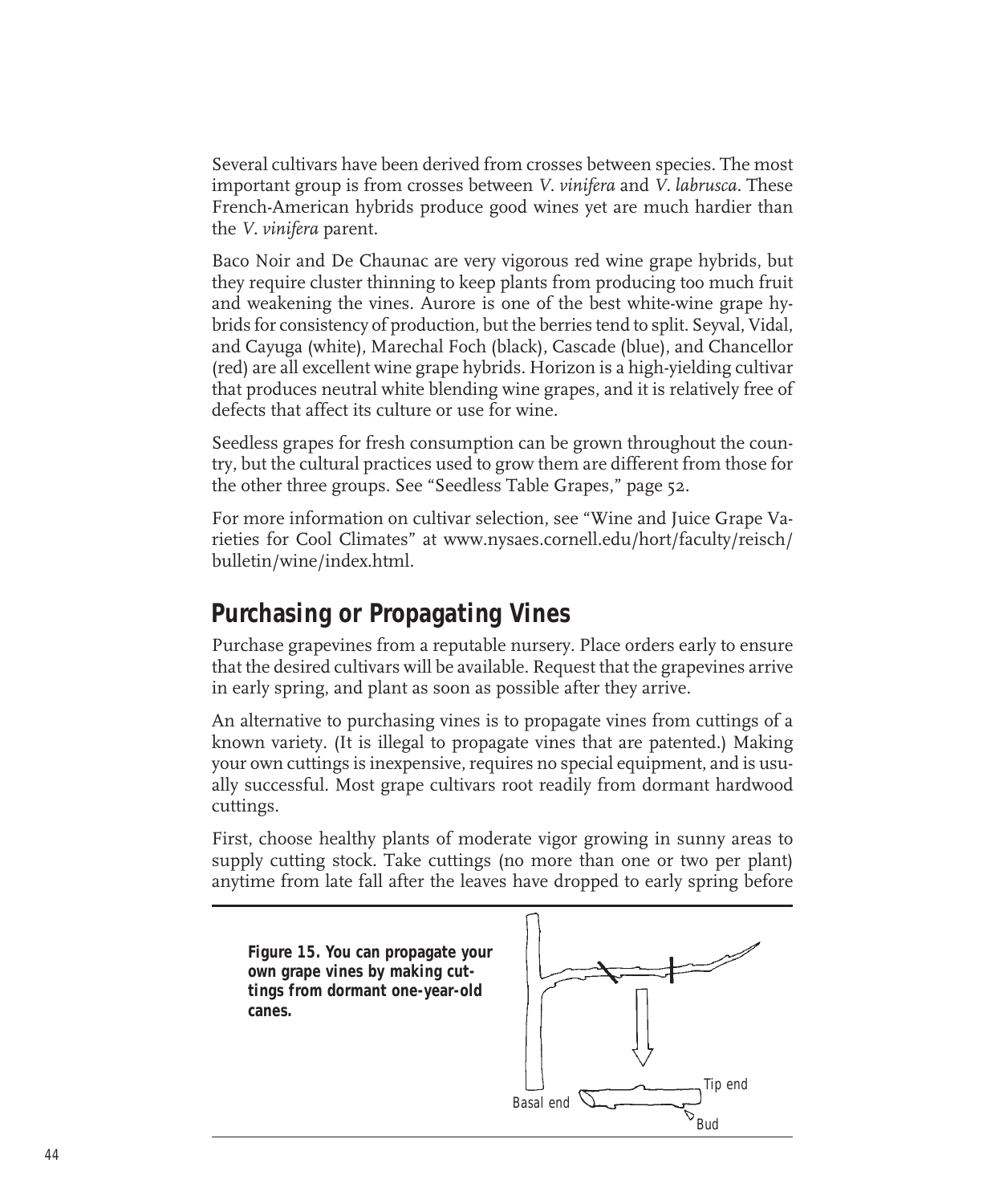Several cultivars have been derived from crosses between species. The most important group is from crosses between *V. vinifera* and *V. labrusca*. These French-American hybrids produce good wines yet are much hardier than the *V. vinifera* parent.

Baco Noir and De Chaunac are very vigorous red wine grape hybrids, but they require cluster thinning to keep plants from producing too much fruit and weakening the vines. Aurore is one of the best white-wine grape hybrids for consistency of production, but the berries tend to split. Seyval, Vidal, and Cayuga (white), Marechal Foch (black), Cascade (blue), and Chancellor (red) are all excellent wine grape hybrids. Horizon is a high-yielding cultivar that produces neutral white blending wine grapes, and it is relatively free of defects that affect its culture or use for wine.

Seedless grapes for fresh consumption can be grown throughout the country, but the cultural practices used to grow them are different from those for the other three groups. See "Seedless Table Grapes," page 52.

For more information on cultivar selection, see "Wine and Juice Grape Varieties for Cool Climates" at www.nysaes.cornell.edu/hort/faculty/reisch/bulletin/wine/index.html.

## Purchasing or Propagating Vines

Purchase grapevines from a reputable nursery. Place orders early to ensure that the desired cultivars will be available. Request that the grapevines arrive in early spring, and plant as soon as possible after they arrive.

An alternative to purchasing vines is to propagate vines from cuttings of a known variety. (It is illegal to propagate vines that are patented.) Making your own cuttings is inexpensive, requires no special equipment, and is usually successful. Most grape cultivars root readily from dormant hardwood cuttings.

First, choose healthy plants of moderate vigor growing in sunny areas to supply cutting stock. Take cuttings (no more than one or two per plant) anytime from late fall after the leaves have dropped to early spring before

Basal end

Tip end

Bud

**Figure 15. You can propagate your own grape vines by making cuttings from dormant one-year-old canes.**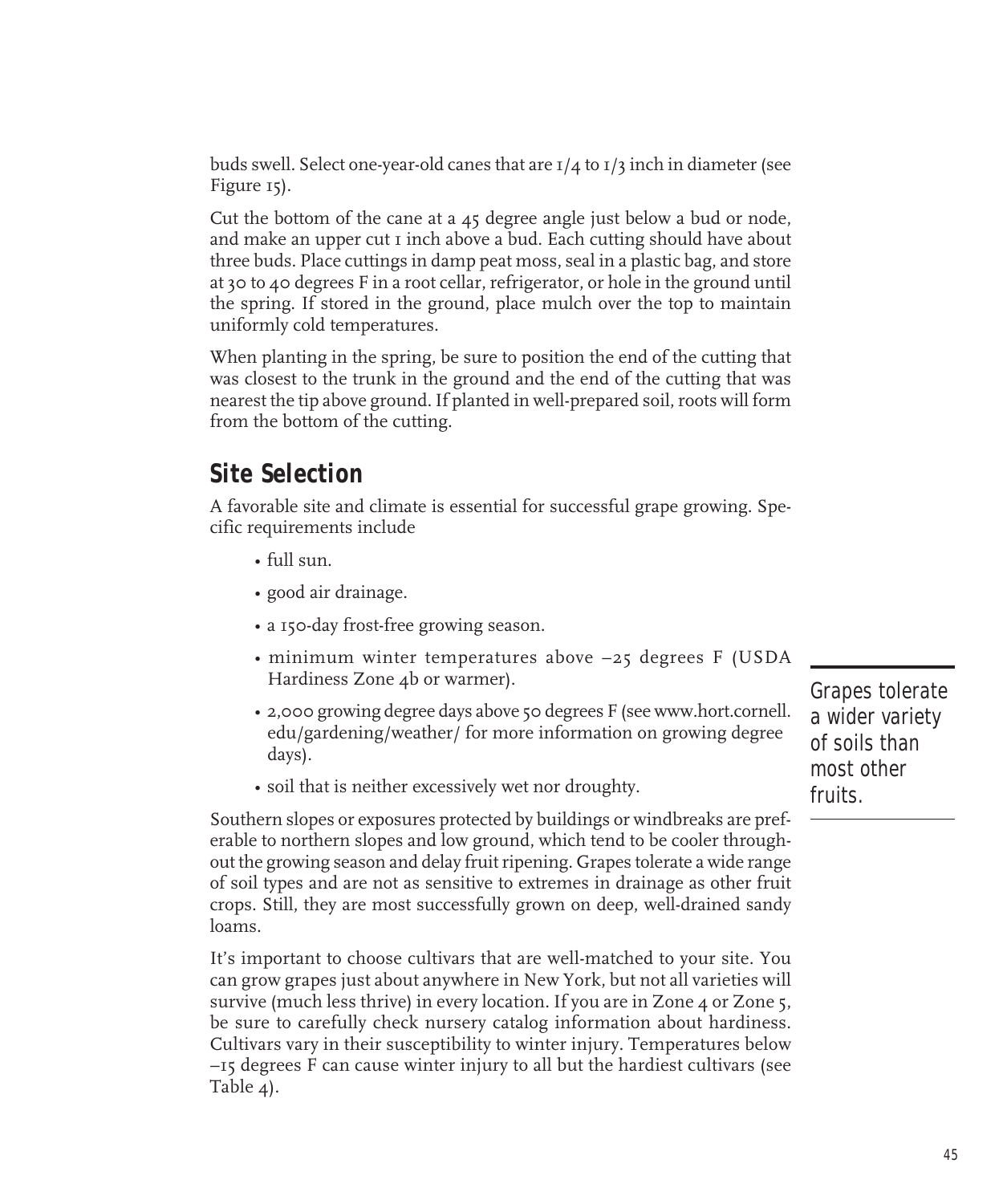buds swell. Select one-year-old canes that are 1/4 to 1/3 inch in diameter (see Figure 15).

Cut the bottom of the cane at a 45 degree angle just below a bud or node, and make an upper cut 1 inch above a bud. Each cutting should have about three buds. Place cuttings in damp peat moss, seal in a plastic bag, and store at 30 to 40 degrees F in a root cellar, refrigerator, or hole in the ground until the spring. If stored in the ground, place mulch over the top to maintain uniformly cold temperatures.

When planting in the spring, be sure to position the end of the cutting that was closest to the trunk in the ground and the end of the cutting that was nearest the tip above ground. If planted in well-prepared soil, roots will form from the bottom of the cutting.

## Site Selection

A favorable site and climate is essential for successful grape growing. Specific requirements include

- full sun.
- good air drainage.
- a 150-day frost-free growing season.
- minimum winter temperatures above –25 degrees F (USDA Hardiness Zone 4b or warmer).
- 2,000 growing degree days above 50 degrees F (see www.hort.cornell.edu/gardening/weather/ for more information on growing degree days).
- soil that is neither excessively wet nor droughty.

*Grapes tolerate a wider variety of soils than most other fruits.*

Southern slopes or exposures protected by buildings or windbreaks are preferable to northern slopes and low ground, which tend to be cooler throughout the growing season and delay fruit ripening. Grapes tolerate a wide range of soil types and are not as sensitive to extremes in drainage as other fruit crops. Still, they are most successfully grown on deep, well-drained sandy loams.

It's important to choose cultivars that are well-matched to your site. You can grow grapes just about anywhere in New York, but not all varieties will survive (much less thrive) in every location. If you are in Zone 4 or Zone 5, be sure to carefully check nursery catalog information about hardiness. Cultivars vary in their susceptibility to winter injury. Temperatures below –15 degrees F can cause winter injury to all but the hardiest cultivars (see Table 4).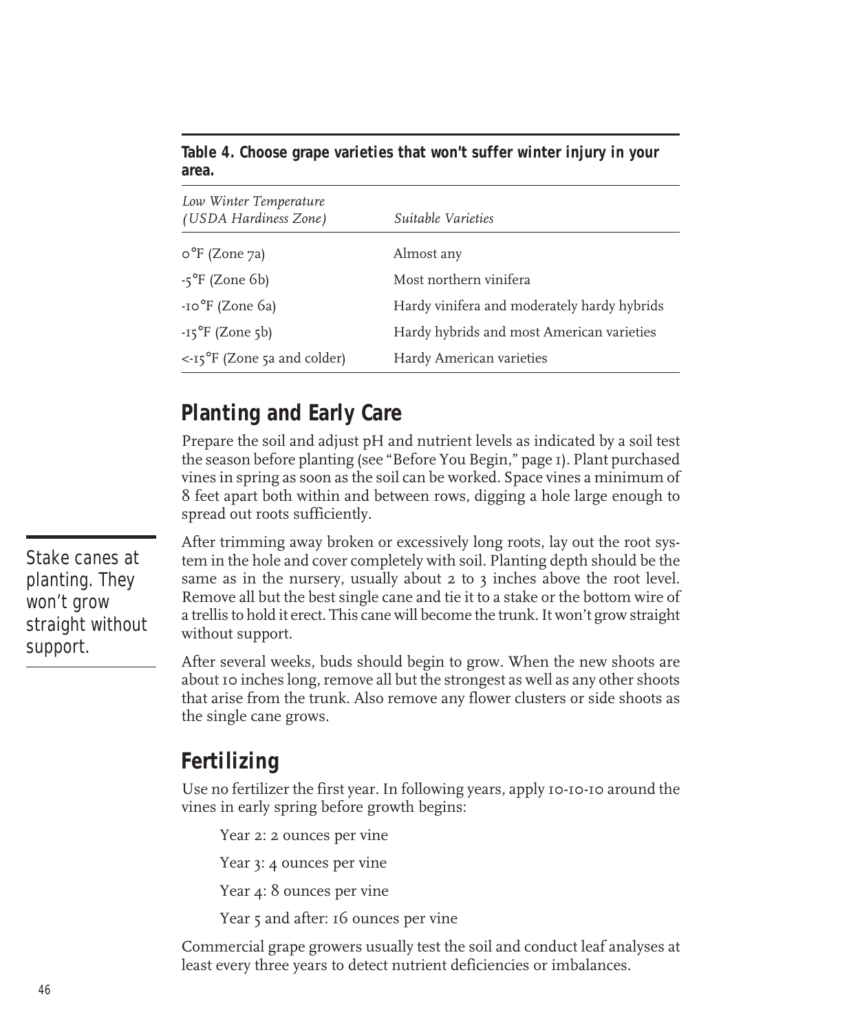**Table 4. Choose grape varieties that won't suffer winter injury in your area.**

| *Low Winter Temperature (USDA Hardiness Zone)* | *Suitable Varieties* |
| --- | --- |
| 0°F (Zone 7a) | Almost any |
| -5°F (Zone 6b) | Most northern vinifera |
| -10°F (Zone 6a) | Hardy vinifera and moderately hardy hybrids |
| -15°F (Zone 5b) | Hardy hybrids and most American varieties |
| <-15°F (Zone 5a and colder) | Hardy American varieties |

## Planting and Early Care

Prepare the soil and adjust pH and nutrient levels as indicated by a soil test the season before planting (see "Before You Begin," page 1). Plant purchased vines in spring as soon as the soil can be worked. Space vines a minimum of 8 feet apart both within and between rows, digging a hole large enough to spread out roots sufficiently.

Stake canes at planting. They won't grow straight without support.

After trimming away broken or excessively long roots, lay out the root system in the hole and cover completely with soil. Planting depth should be the same as in the nursery, usually about 2 to 3 inches above the root level. Remove all but the best single cane and tie it to a stake or the bottom wire of a trellis to hold it erect. This cane will become the trunk. It won't grow straight without support.

After several weeks, buds should begin to grow. When the new shoots are about 10 inches long, remove all but the strongest as well as any other shoots that arise from the trunk. Also remove any flower clusters or side shoots as the single cane grows.

## Fertilizing

Use no fertilizer the first year. In following years, apply 10-10-10 around the vines in early spring before growth begins:

Year 2: 2 ounces per vine

Year 3: 4 ounces per vine

Year 4: 8 ounces per vine

Year 5 and after: 16 ounces per vine

Commercial grape growers usually test the soil and conduct leaf analyses at least every three years to detect nutrient deficiencies or imbalances.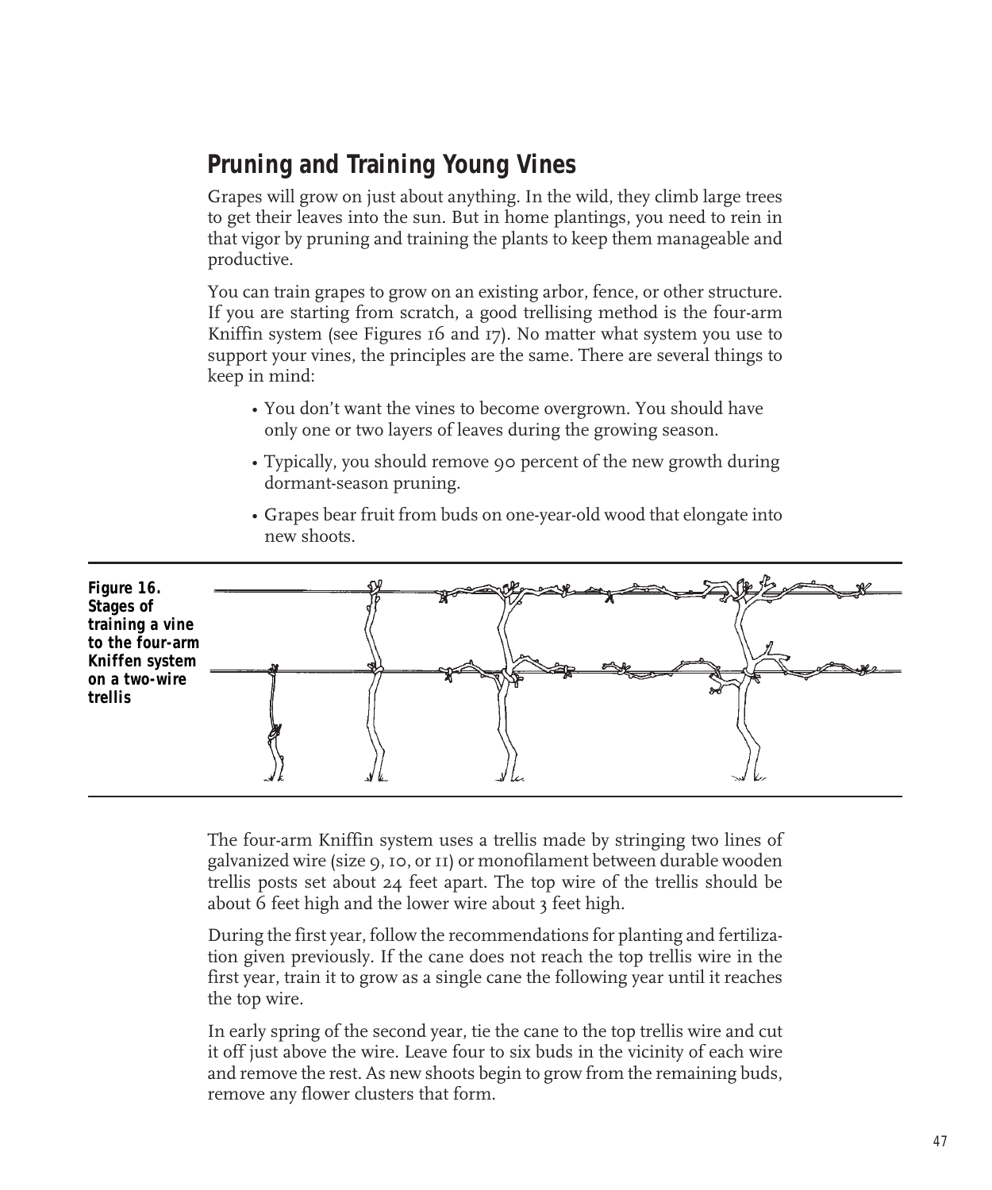## Pruning and Training Young Vines

Grapes will grow on just about anything. In the wild, they climb large trees to get their leaves into the sun. But in home plantings, you need to rein in that vigor by pruning and training the plants to keep them manageable and productive.

You can train grapes to grow on an existing arbor, fence, or other structure. If you are starting from scratch, a good trellising method is the four-arm Kniffin system (see Figures 16 and 17). No matter what system you use to support your vines, the principles are the same. There are several things to keep in mind:

- You don't want the vines to become overgrown. You should have only one or two layers of leaves during the growing season.
- Typically, you should remove 90 percent of the new growth during dormant-season pruning.
- Grapes bear fruit from buds on one-year-old wood that elongate into new shoots.

**Figure 16. Stages of training a vine to the four-arm Kniffen system on a two-wire trellis**

The four-arm Kniffin system uses a trellis made by stringing two lines of galvanized wire (size 9, 10, or 11) or monofilament between durable wooden trellis posts set about 24 feet apart. The top wire of the trellis should be about 6 feet high and the lower wire about 3 feet high.

During the first year, follow the recommendations for planting and fertilization given previously. If the cane does not reach the top trellis wire in the first year, train it to grow as a single cane the following year until it reaches the top wire.

In early spring of the second year, tie the cane to the top trellis wire and cut it off just above the wire. Leave four to six buds in the vicinity of each wire and remove the rest. As new shoots begin to grow from the remaining buds, remove any flower clusters that form.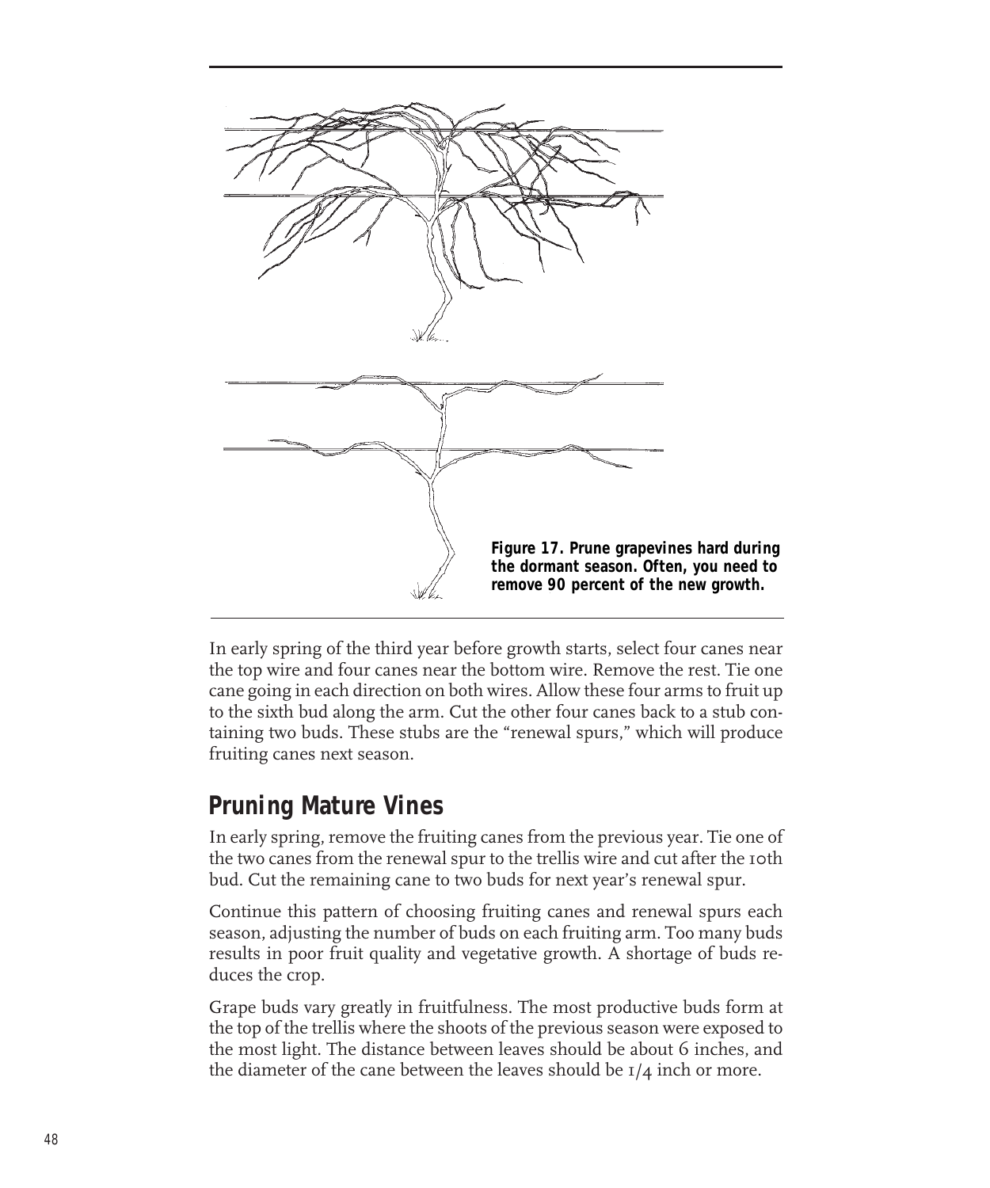Figure 17. Prune grapevines hard during the dormant season. Often, you need to remove 90 percent of the new growth.

In early spring of the third year before growth starts, select four canes near the top wire and four canes near the bottom wire. Remove the rest. Tie one cane going in each direction on both wires. Allow these four arms to fruit up to the sixth bud along the arm. Cut the other four canes back to a stub containing two buds. These stubs are the "renewal spurs," which will produce fruiting canes next season.

## Pruning Mature Vines

In early spring, remove the fruiting canes from the previous year. Tie one of the two canes from the renewal spur to the trellis wire and cut after the 10th bud. Cut the remaining cane to two buds for next year's renewal spur.

Continue this pattern of choosing fruiting canes and renewal spurs each season, adjusting the number of buds on each fruiting arm. Too many buds results in poor fruit quality and vegetative growth. A shortage of buds reduces the crop.

Grape buds vary greatly in fruitfulness. The most productive buds form at the top of the trellis where the shoots of the previous season were exposed to the most light. The distance between leaves should be about 6 inches, and the diameter of the cane between the leaves should be 1/4 inch or more.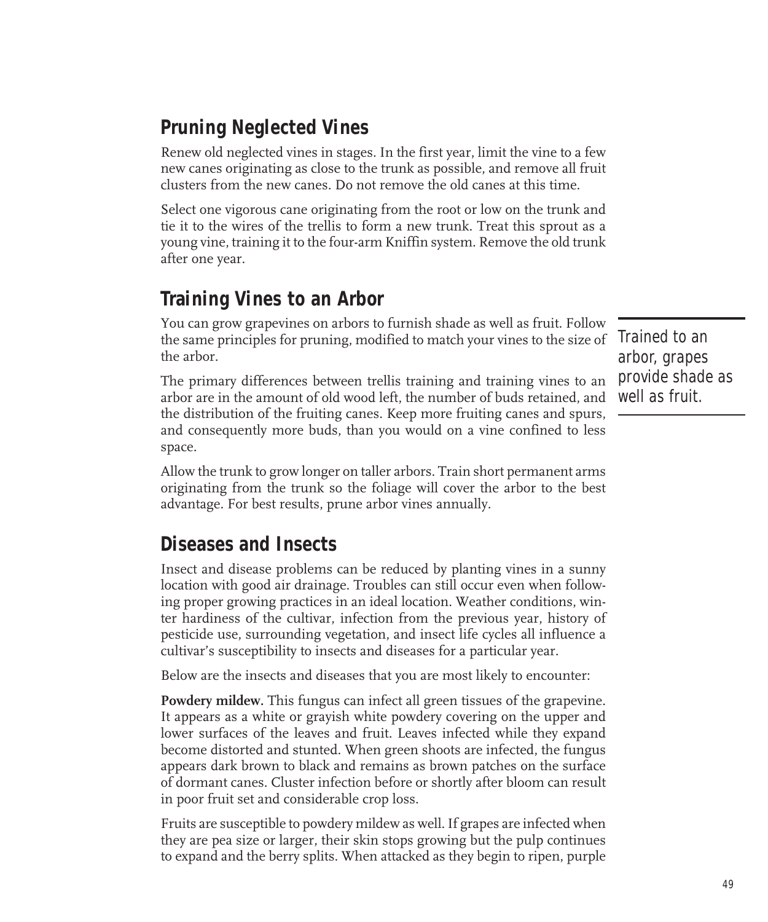## Pruning Neglected Vines

Renew old neglected vines in stages. In the first year, limit the vine to a few new canes originating as close to the trunk as possible, and remove all fruit clusters from the new canes. Do not remove the old canes at this time.

Select one vigorous cane originating from the root or low on the trunk and tie it to the wires of the trellis to form a new trunk. Treat this sprout as a young vine, training it to the four-arm Kniffin system. Remove the old trunk after one year.

## Training Vines to an Arbor

You can grow grapevines on arbors to furnish shade as well as fruit. Follow the same principles for pruning, modified to match your vines to the size of the arbor.

*Trained to an arbor, grapes provide shade as well as fruit.*

The primary differences between trellis training and training vines to an arbor are in the amount of old wood left, the number of buds retained, and the distribution of the fruiting canes. Keep more fruiting canes and spurs, and consequently more buds, than you would on a vine confined to less space.

Allow the trunk to grow longer on taller arbors. Train short permanent arms originating from the trunk so the foliage will cover the arbor to the best advantage. For best results, prune arbor vines annually.

## Diseases and Insects

Insect and disease problems can be reduced by planting vines in a sunny location with good air drainage. Troubles can still occur even when following proper growing practices in an ideal location. Weather conditions, winter hardiness of the cultivar, infection from the previous year, history of pesticide use, surrounding vegetation, and insect life cycles all influence a cultivar's susceptibility to insects and diseases for a particular year.

Below are the insects and diseases that you are most likely to encounter:

**Powdery mildew.** This fungus can infect all green tissues of the grapevine. It appears as a white or grayish white powdery covering on the upper and lower surfaces of the leaves and fruit. Leaves infected while they expand become distorted and stunted. When green shoots are infected, the fungus appears dark brown to black and remains as brown patches on the surface of dormant canes. Cluster infection before or shortly after bloom can result in poor fruit set and considerable crop loss.

Fruits are susceptible to powdery mildew as well. If grapes are infected when they are pea size or larger, their skin stops growing but the pulp continues to expand and the berry splits. When attacked as they begin to ripen, purple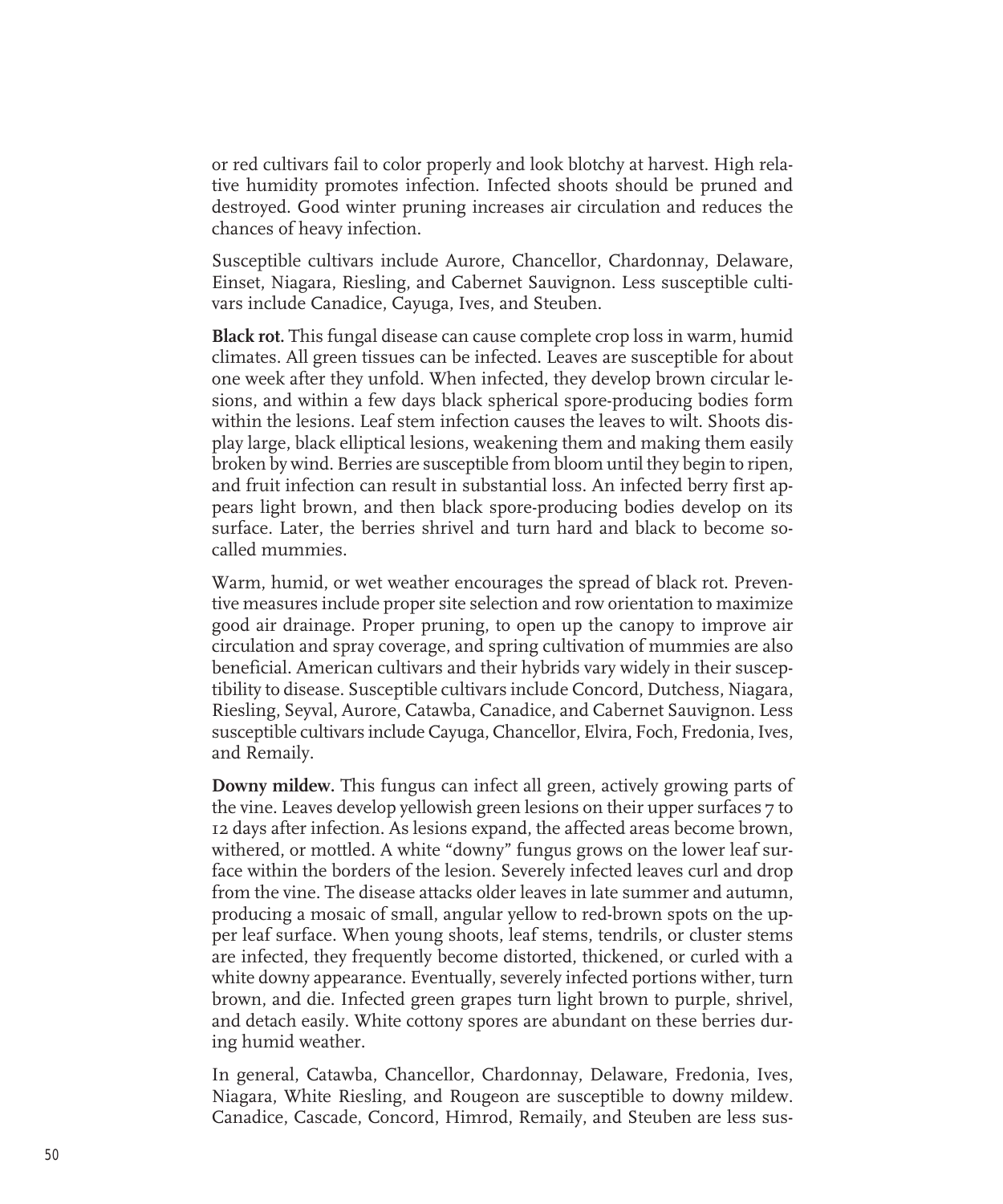or red cultivars fail to color properly and look blotchy at harvest. High relative humidity promotes infection. Infected shoots should be pruned and destroyed. Good winter pruning increases air circulation and reduces the chances of heavy infection.

Susceptible cultivars include Aurore, Chancellor, Chardonnay, Delaware, Einset, Niagara, Riesling, and Cabernet Sauvignon. Less susceptible cultivars include Canadice, Cayuga, Ives, and Steuben.

**Black rot.** This fungal disease can cause complete crop loss in warm, humid climates. All green tissues can be infected. Leaves are susceptible for about one week after they unfold. When infected, they develop brown circular lesions, and within a few days black spherical spore-producing bodies form within the lesions. Leaf stem infection causes the leaves to wilt. Shoots display large, black elliptical lesions, weakening them and making them easily broken by wind. Berries are susceptible from bloom until they begin to ripen, and fruit infection can result in substantial loss. An infected berry first appears light brown, and then black spore-producing bodies develop on its surface. Later, the berries shrivel and turn hard and black to become so-called mummies.

Warm, humid, or wet weather encourages the spread of black rot. Preventive measures include proper site selection and row orientation to maximize good air drainage. Proper pruning, to open up the canopy to improve air circulation and spray coverage, and spring cultivation of mummies are also beneficial. American cultivars and their hybrids vary widely in their susceptibility to disease. Susceptible cultivars include Concord, Dutchess, Niagara, Riesling, Seyval, Aurore, Catawba, Canadice, and Cabernet Sauvignon. Less susceptible cultivars include Cayuga, Chancellor, Elvira, Foch, Fredonia, Ives, and Remaily.

**Downy mildew.** This fungus can infect all green, actively growing parts of the vine. Leaves develop yellowish green lesions on their upper surfaces 7 to 12 days after infection. As lesions expand, the affected areas become brown, withered, or mottled. A white "downy" fungus grows on the lower leaf surface within the borders of the lesion. Severely infected leaves curl and drop from the vine. The disease attacks older leaves in late summer and autumn, producing a mosaic of small, angular yellow to red-brown spots on the upper leaf surface. When young shoots, leaf stems, tendrils, or cluster stems are infected, they frequently become distorted, thickened, or curled with a white downy appearance. Eventually, severely infected portions wither, turn brown, and die. Infected green grapes turn light brown to purple, shrivel, and detach easily. White cottony spores are abundant on these berries during humid weather.

In general, Catawba, Chancellor, Chardonnay, Delaware, Fredonia, Ives, Niagara, White Riesling, and Rougeon are susceptible to downy mildew. Canadice, Cascade, Concord, Himrod, Remaily, and Steuben are less sus-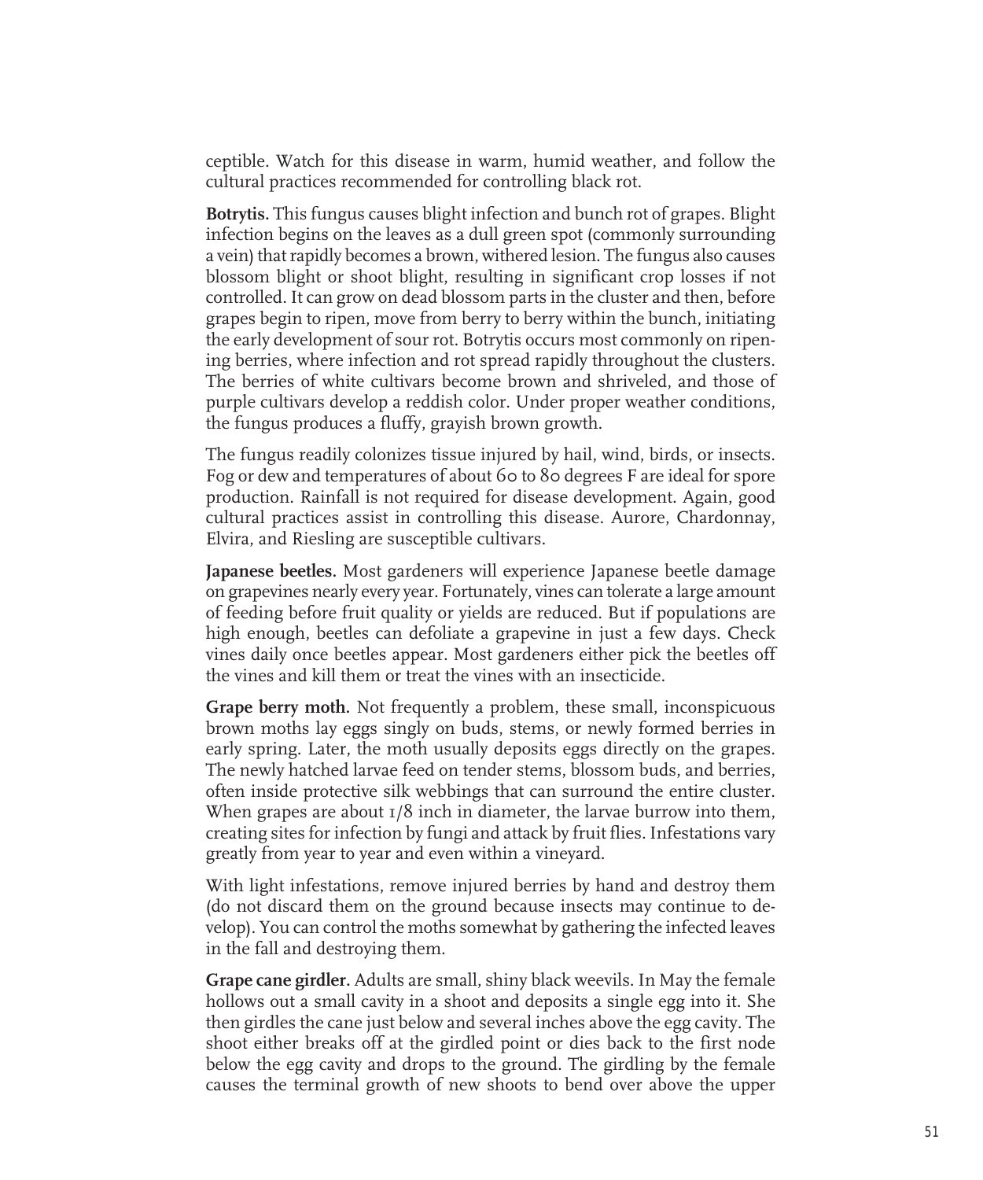ceptible. Watch for this disease in warm, humid weather, and follow the cultural practices recommended for controlling black rot.

**Botrytis.** This fungus causes blight infection and bunch rot of grapes. Blight infection begins on the leaves as a dull green spot (commonly surrounding a vein) that rapidly becomes a brown, withered lesion. The fungus also causes blossom blight or shoot blight, resulting in significant crop losses if not controlled. It can grow on dead blossom parts in the cluster and then, before grapes begin to ripen, move from berry to berry within the bunch, initiating the early development of sour rot. Botrytis occurs most commonly on ripening berries, where infection and rot spread rapidly throughout the clusters. The berries of white cultivars become brown and shriveled, and those of purple cultivars develop a reddish color. Under proper weather conditions, the fungus produces a fluffy, grayish brown growth.

The fungus readily colonizes tissue injured by hail, wind, birds, or insects. Fog or dew and temperatures of about 60 to 80 degrees F are ideal for spore production. Rainfall is not required for disease development. Again, good cultural practices assist in controlling this disease. Aurore, Chardonnay, Elvira, and Riesling are susceptible cultivars.

**Japanese beetles.** Most gardeners will experience Japanese beetle damage on grapevines nearly every year. Fortunately, vines can tolerate a large amount of feeding before fruit quality or yields are reduced. But if populations are high enough, beetles can defoliate a grapevine in just a few days. Check vines daily once beetles appear. Most gardeners either pick the beetles off the vines and kill them or treat the vines with an insecticide.

**Grape berry moth.** Not frequently a problem, these small, inconspicuous brown moths lay eggs singly on buds, stems, or newly formed berries in early spring. Later, the moth usually deposits eggs directly on the grapes. The newly hatched larvae feed on tender stems, blossom buds, and berries, often inside protective silk webbings that can surround the entire cluster. When grapes are about 1/8 inch in diameter, the larvae burrow into them, creating sites for infection by fungi and attack by fruit flies. Infestations vary greatly from year to year and even within a vineyard.

With light infestations, remove injured berries by hand and destroy them (do not discard them on the ground because insects may continue to develop). You can control the moths somewhat by gathering the infected leaves in the fall and destroying them.

**Grape cane girdler.** Adults are small, shiny black weevils. In May the female hollows out a small cavity in a shoot and deposits a single egg into it. She then girdles the cane just below and several inches above the egg cavity. The shoot either breaks off at the girdled point or dies back to the first node below the egg cavity and drops to the ground. The girdling by the female causes the terminal growth of new shoots to bend over above the upper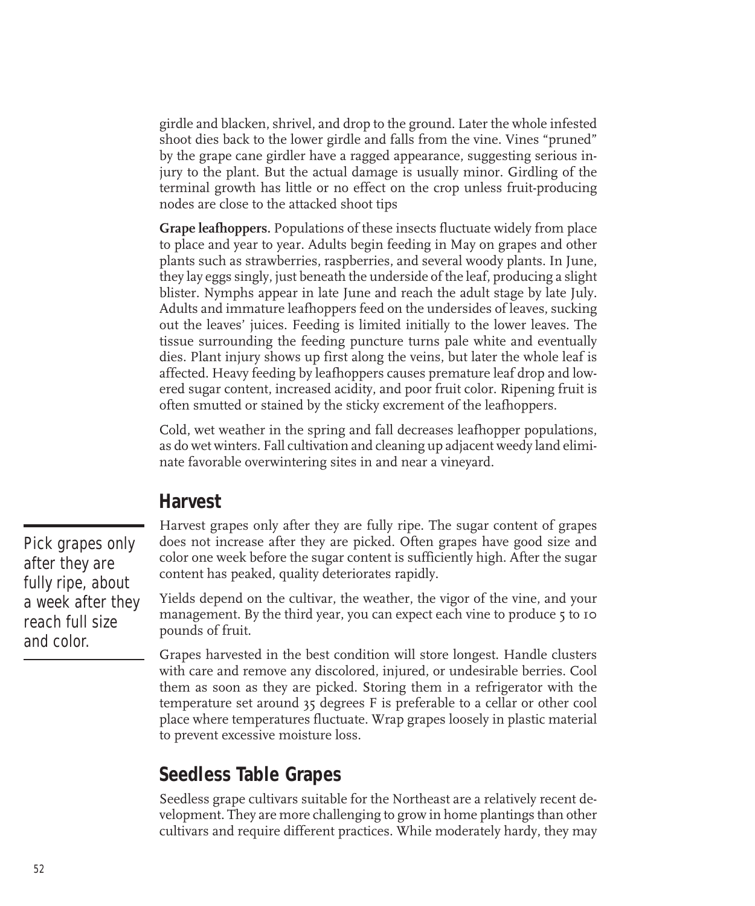girdle and blacken, shrivel, and drop to the ground. Later the whole infested shoot dies back to the lower girdle and falls from the vine. Vines "pruned" by the grape cane girdler have a ragged appearance, suggesting serious injury to the plant. But the actual damage is usually minor. Girdling of the terminal growth has little or no effect on the crop unless fruit-producing nodes are close to the attacked shoot tips

**Grape leafhoppers.** Populations of these insects fluctuate widely from place to place and year to year. Adults begin feeding in May on grapes and other plants such as strawberries, raspberries, and several woody plants. In June, they lay eggs singly, just beneath the underside of the leaf, producing a slight blister. Nymphs appear in late June and reach the adult stage by late July. Adults and immature leafhoppers feed on the undersides of leaves, sucking out the leaves' juices. Feeding is limited initially to the lower leaves. The tissue surrounding the feeding puncture turns pale white and eventually dies. Plant injury shows up first along the veins, but later the whole leaf is affected. Heavy feeding by leafhoppers causes premature leaf drop and lowered sugar content, increased acidity, and poor fruit color. Ripening fruit is often smutted or stained by the sticky excrement of the leafhoppers.

Cold, wet weather in the spring and fall decreases leafhopper populations, as do wet winters. Fall cultivation and cleaning up adjacent weedy land eliminate favorable overwintering sites in and near a vineyard.

## Harvest

*Pick grapes only after they are fully ripe, about a week after they reach full size and color.*

Harvest grapes only after they are fully ripe. The sugar content of grapes does not increase after they are picked. Often grapes have good size and color one week before the sugar content is sufficiently high. After the sugar content has peaked, quality deteriorates rapidly.

Yields depend on the cultivar, the weather, the vigor of the vine, and your management. By the third year, you can expect each vine to produce 5 to 10 pounds of fruit.

Grapes harvested in the best condition will store longest. Handle clusters with care and remove any discolored, injured, or undesirable berries. Cool them as soon as they are picked. Storing them in a refrigerator with the temperature set around 35 degrees F is preferable to a cellar or other cool place where temperatures fluctuate. Wrap grapes loosely in plastic material to prevent excessive moisture loss.

## Seedless Table Grapes

Seedless grape cultivars suitable for the Northeast are a relatively recent development. They are more challenging to grow in home plantings than other cultivars and require different practices. While moderately hardy, they may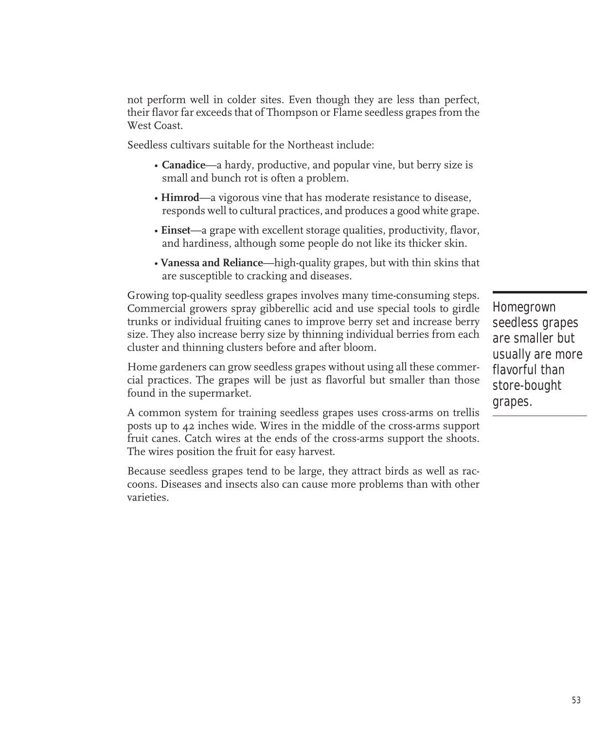not perform well in colder sites. Even though they are less than perfect, their flavor far exceeds that of Thompson or Flame seedless grapes from the West Coast.

Seedless cultivars suitable for the Northeast include:

- **Canadice**—a hardy, productive, and popular vine, but berry size is small and bunch rot is often a problem.
- **Himrod**—a vigorous vine that has moderate resistance to disease, responds well to cultural practices, and produces a good white grape.
- **Einset**—a grape with excellent storage qualities, productivity, flavor, and hardiness, although some people do not like its thicker skin.
- **Vanessa and Reliance**—high-quality grapes, but with thin skins that are susceptible to cracking and diseases.

Growing top-quality seedless grapes involves many time-consuming steps. Commercial growers spray gibberellic acid and use special tools to girdle trunks or individual fruiting canes to improve berry set and increase berry size. They also increase berry size by thinning individual berries from each cluster and thinning clusters before and after bloom.

Homegrown seedless grapes are smaller but usually are more flavorful than store-bought grapes.

Home gardeners can grow seedless grapes without using all these commercial practices. The grapes will be just as flavorful but smaller than those found in the supermarket.

A common system for training seedless grapes uses cross-arms on trellis posts up to 42 inches wide. Wires in the middle of the cross-arms support fruit canes. Catch wires at the ends of the cross-arms support the shoots. The wires position the fruit for easy harvest.

Because seedless grapes tend to be large, they attract birds as well as raccoons. Diseases and insects also can cause more problems than with other varieties.